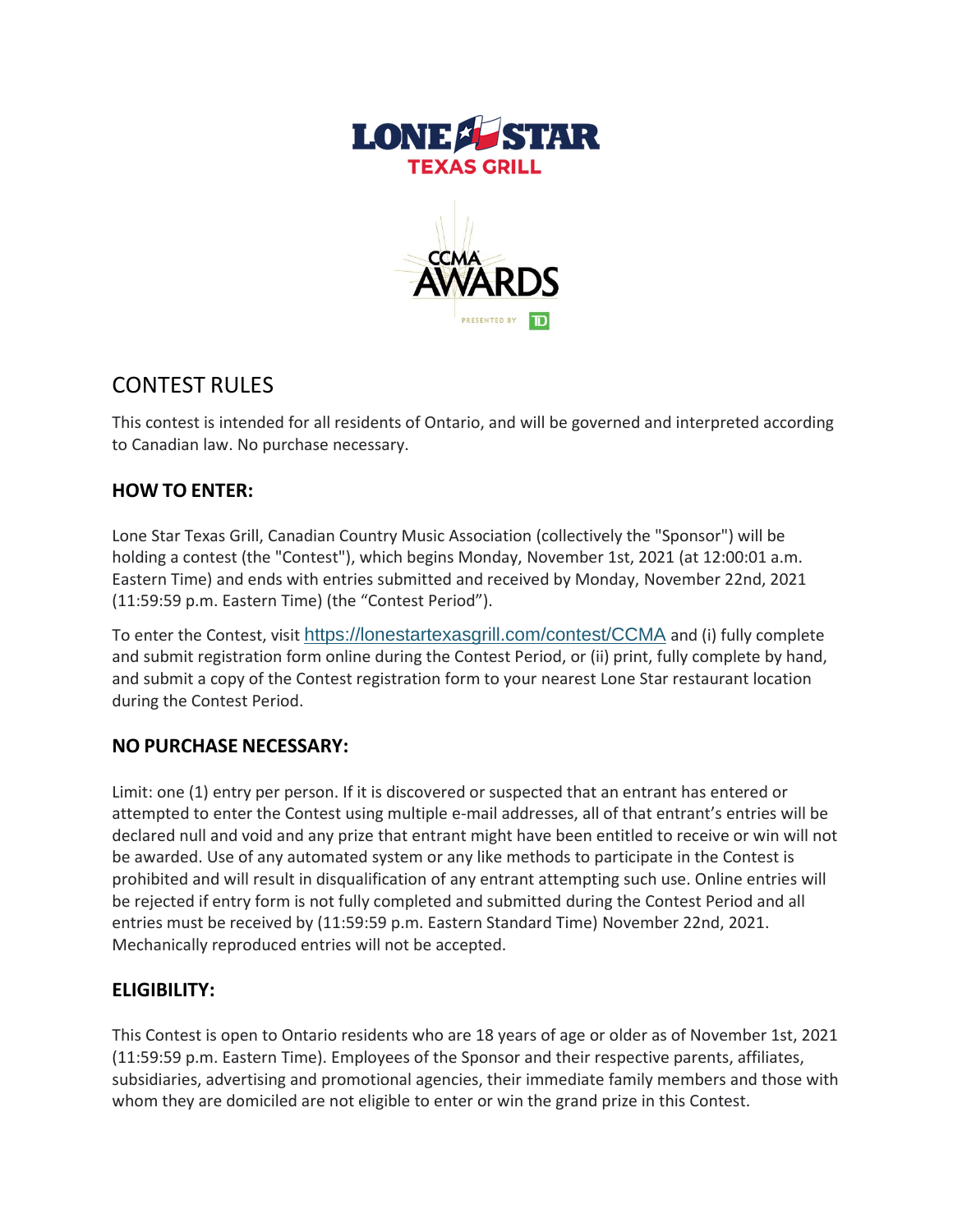LONE STAR TEXAS GRILL

CCMA AWARDS PRESENTED BY TD

# CONTEST RULES

This contest is intended for all residents of Ontario, and will be governed and interpreted according to Canadian law. No purchase necessary.

## HOW TO ENTER:

Lone Star Texas Grill, Canadian Country Music Association (collectively the "Sponsor") will be holding a contest (the "Contest"), which begins Monday, November 1st, 2021 (at 12:00:01 a.m. Eastern Time) and ends with entries submitted and received by Monday, November 22nd, 2021 (11:59:59 p.m. Eastern Time) (the "Contest Period").

To enter the Contest, visit https://lonestartexasgrill.com/contest/CCMA and (i) fully complete and submit registration form online during the Contest Period, or (ii) print, fully complete by hand, and submit a copy of the Contest registration form to your nearest Lone Star restaurant location during the Contest Period.

## NO PURCHASE NECESSARY:

Limit: one (1) entry per person. If it is discovered or suspected that an entrant has entered or attempted to enter the Contest using multiple e-mail addresses, all of that entrant's entries will be declared null and void and any prize that entrant might have been entitled to receive or win will not be awarded. Use of any automated system or any like methods to participate in the Contest is prohibited and will result in disqualification of any entrant attempting such use. Online entries will be rejected if entry form is not fully completed and submitted during the Contest Period and all entries must be received by (11:59:59 p.m. Eastern Standard Time) November 22nd, 2021. Mechanically reproduced entries will not be accepted.

## ELIGIBILITY:

This Contest is open to Ontario residents who are 18 years of age or older as of November 1st, 2021 (11:59:59 p.m. Eastern Time). Employees of the Sponsor and their respective parents, affiliates, subsidiaries, advertising and promotional agencies, their immediate family members and those with whom they are domiciled are not eligible to enter or win the grand prize in this Contest.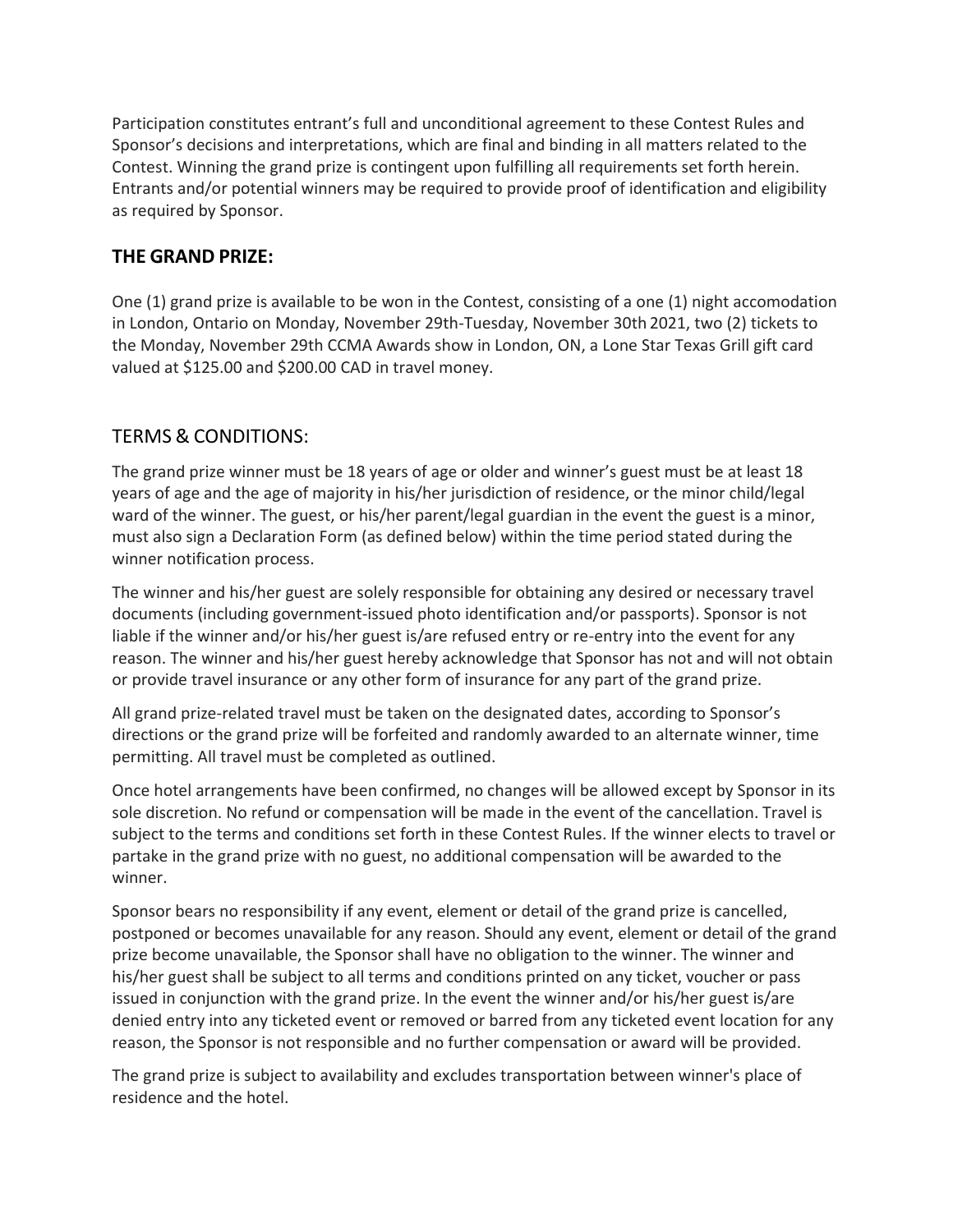Participation constitutes entrant's full and unconditional agreement to these Contest Rules and Sponsor's decisions and interpretations, which are final and binding in all matters related to the Contest. Winning the grand prize is contingent upon fulfilling all requirements set forth herein. Entrants and/or potential winners may be required to provide proof of identification and eligibility as required by Sponsor.

## THE GRAND PRIZE:

One (1) grand prize is available to be won in the Contest, consisting of a one (1) night accomodation in London, Ontario on Monday, November 29th-Tuesday, November 30th 2021, two (2) tickets to the Monday, November 29th CCMA Awards show in London, ON, a Lone Star Texas Grill gift card valued at $125.00 and $200.00 CAD in travel money.

## TERMS & CONDITIONS:

The grand prize winner must be 18 years of age or older and winner's guest must be at least 18 years of age and the age of majority in his/her jurisdiction of residence, or the minor child/legal ward of the winner. The guest, or his/her parent/legal guardian in the event the guest is a minor, must also sign a Declaration Form (as defined below) within the time period stated during the winner notification process.

The winner and his/her guest are solely responsible for obtaining any desired or necessary travel documents (including government-issued photo identification and/or passports). Sponsor is not liable if the winner and/or his/her guest is/are refused entry or re-entry into the event for any reason. The winner and his/her guest hereby acknowledge that Sponsor has not and will not obtain or provide travel insurance or any other form of insurance for any part of the grand prize.

All grand prize-related travel must be taken on the designated dates, according to Sponsor's directions or the grand prize will be forfeited and randomly awarded to an alternate winner, time permitting. All travel must be completed as outlined.

Once hotel arrangements have been confirmed, no changes will be allowed except by Sponsor in its sole discretion. No refund or compensation will be made in the event of the cancellation. Travel is subject to the terms and conditions set forth in these Contest Rules. If the winner elects to travel or partake in the grand prize with no guest, no additional compensation will be awarded to the winner.

Sponsor bears no responsibility if any event, element or detail of the grand prize is cancelled, postponed or becomes unavailable for any reason. Should any event, element or detail of the grand prize become unavailable, the Sponsor shall have no obligation to the winner. The winner and his/her guest shall be subject to all terms and conditions printed on any ticket, voucher or pass issued in conjunction with the grand prize. In the event the winner and/or his/her guest is/are denied entry into any ticketed event or removed or barred from any ticketed event location for any reason, the Sponsor is not responsible and no further compensation or award will be provided.

The grand prize is subject to availability and excludes transportation between winner's place of residence and the hotel.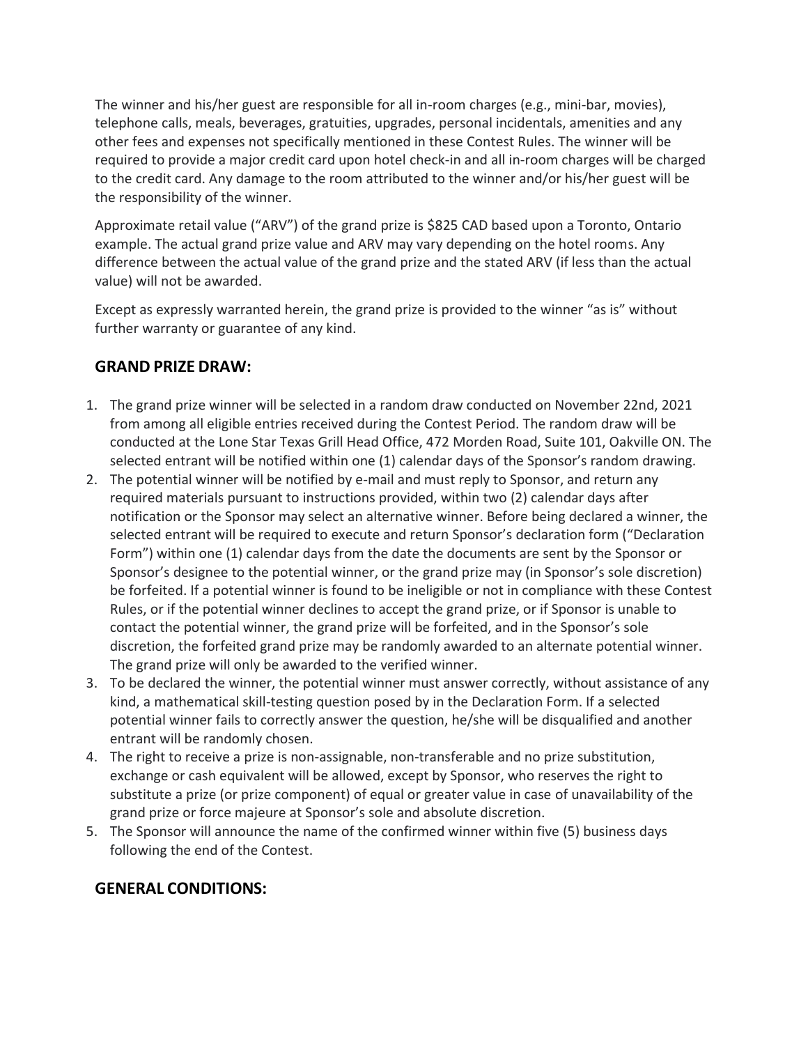The winner and his/her guest are responsible for all in-room charges (e.g., mini-bar, movies), telephone calls, meals, beverages, gratuities, upgrades, personal incidentals, amenities and any other fees and expenses not specifically mentioned in these Contest Rules. The winner will be required to provide a major credit card upon hotel check-in and all in-room charges will be charged to the credit card. Any damage to the room attributed to the winner and/or his/her guest will be the responsibility of the winner.

Approximate retail value ("ARV") of the grand prize is $825 CAD based upon a Toronto, Ontario example. The actual grand prize value and ARV may vary depending on the hotel rooms. Any difference between the actual value of the grand prize and the stated ARV (if less than the actual value) will not be awarded.

Except as expressly warranted herein, the grand prize is provided to the winner "as is" without further warranty or guarantee of any kind.

## GRAND PRIZE DRAW:

1. The grand prize winner will be selected in a random draw conducted on November 22nd, 2021 from among all eligible entries received during the Contest Period. The random draw will be conducted at the Lone Star Texas Grill Head Office, 472 Morden Road, Suite 101, Oakville ON. The selected entrant will be notified within one (1) calendar days of the Sponsor's random drawing.
2. The potential winner will be notified by e-mail and must reply to Sponsor, and return any required materials pursuant to instructions provided, within two (2) calendar days after notification or the Sponsor may select an alternative winner. Before being declared a winner, the selected entrant will be required to execute and return Sponsor's declaration form ("Declaration Form") within one (1) calendar days from the date the documents are sent by the Sponsor or Sponsor's designee to the potential winner, or the grand prize may (in Sponsor's sole discretion) be forfeited. If a potential winner is found to be ineligible or not in compliance with these Contest Rules, or if the potential winner declines to accept the grand prize, or if Sponsor is unable to contact the potential winner, the grand prize will be forfeited, and in the Sponsor's sole discretion, the forfeited grand prize may be randomly awarded to an alternate potential winner. The grand prize will only be awarded to the verified winner.
3. To be declared the winner, the potential winner must answer correctly, without assistance of any kind, a mathematical skill-testing question posed by in the Declaration Form. If a selected potential winner fails to correctly answer the question, he/she will be disqualified and another entrant will be randomly chosen.
4. The right to receive a prize is non-assignable, non-transferable and no prize substitution, exchange or cash equivalent will be allowed, except by Sponsor, who reserves the right to substitute a prize (or prize component) of equal or greater value in case of unavailability of the grand prize or force majeure at Sponsor's sole and absolute discretion.
5. The Sponsor will announce the name of the confirmed winner within five (5) business days following the end of the Contest.

## GENERAL CONDITIONS: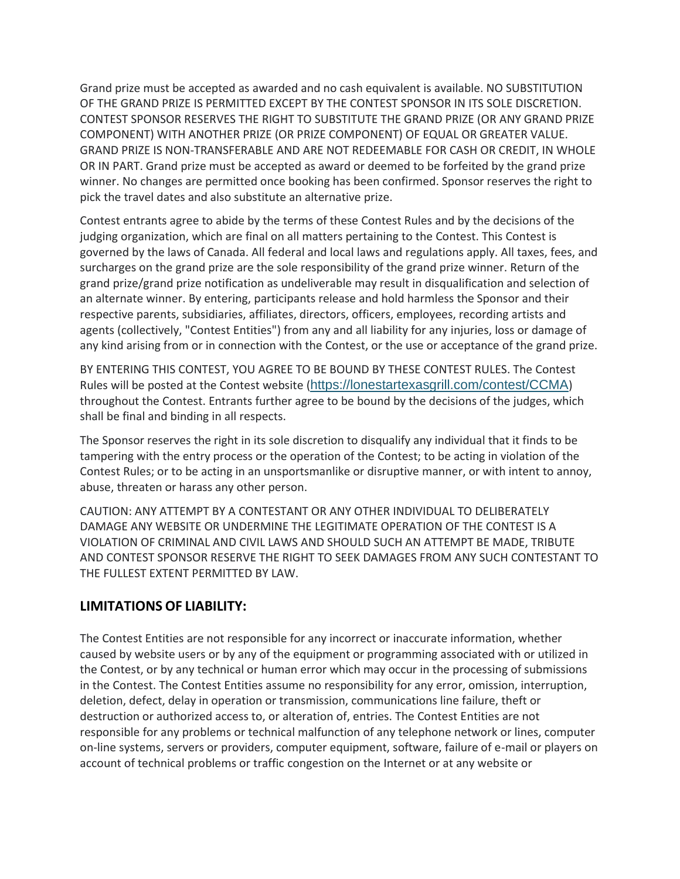Grand prize must be accepted as awarded and no cash equivalent is available. NO SUBSTITUTION OF THE GRAND PRIZE IS PERMITTED EXCEPT BY THE CONTEST SPONSOR IN ITS SOLE DISCRETION. CONTEST SPONSOR RESERVES THE RIGHT TO SUBSTITUTE THE GRAND PRIZE (OR ANY GRAND PRIZE COMPONENT) WITH ANOTHER PRIZE (OR PRIZE COMPONENT) OF EQUAL OR GREATER VALUE. GRAND PRIZE IS NON-TRANSFERABLE AND ARE NOT REDEEMABLE FOR CASH OR CREDIT, IN WHOLE OR IN PART. Grand prize must be accepted as award or deemed to be forfeited by the grand prize winner. No changes are permitted once booking has been confirmed. Sponsor reserves the right to pick the travel dates and also substitute an alternative prize.

Contest entrants agree to abide by the terms of these Contest Rules and by the decisions of the judging organization, which are final on all matters pertaining to the Contest. This Contest is governed by the laws of Canada. All federal and local laws and regulations apply. All taxes, fees, and surcharges on the grand prize are the sole responsibility of the grand prize winner. Return of the grand prize/grand prize notification as undeliverable may result in disqualification and selection of an alternate winner. By entering, participants release and hold harmless the Sponsor and their respective parents, subsidiaries, affiliates, directors, officers, employees, recording artists and agents (collectively, "Contest Entities") from any and all liability for any injuries, loss or damage of any kind arising from or in connection with the Contest, or the use or acceptance of the grand prize.

BY ENTERING THIS CONTEST, YOU AGREE TO BE BOUND BY THESE CONTEST RULES. The Contest Rules will be posted at the Contest website (https://lonestartexasgrill.com/contest/CCMA) throughout the Contest. Entrants further agree to be bound by the decisions of the judges, which shall be final and binding in all respects.

The Sponsor reserves the right in its sole discretion to disqualify any individual that it finds to be tampering with the entry process or the operation of the Contest; to be acting in violation of the Contest Rules; or to be acting in an unsportsmanlike or disruptive manner, or with intent to annoy, abuse, threaten or harass any other person.

CAUTION: ANY ATTEMPT BY A CONTESTANT OR ANY OTHER INDIVIDUAL TO DELIBERATELY DAMAGE ANY WEBSITE OR UNDERMINE THE LEGITIMATE OPERATION OF THE CONTEST IS A VIOLATION OF CRIMINAL AND CIVIL LAWS AND SHOULD SUCH AN ATTEMPT BE MADE, TRIBUTE AND CONTEST SPONSOR RESERVE THE RIGHT TO SEEK DAMAGES FROM ANY SUCH CONTESTANT TO THE FULLEST EXTENT PERMITTED BY LAW.

## LIMITATIONS OF LIABILITY:

The Contest Entities are not responsible for any incorrect or inaccurate information, whether caused by website users or by any of the equipment or programming associated with or utilized in the Contest, or by any technical or human error which may occur in the processing of submissions in the Contest. The Contest Entities assume no responsibility for any error, omission, interruption, deletion, defect, delay in operation or transmission, communications line failure, theft or destruction or authorized access to, or alteration of, entries. The Contest Entities are not responsible for any problems or technical malfunction of any telephone network or lines, computer on-line systems, servers or providers, computer equipment, software, failure of e-mail or players on account of technical problems or traffic congestion on the Internet or at any website or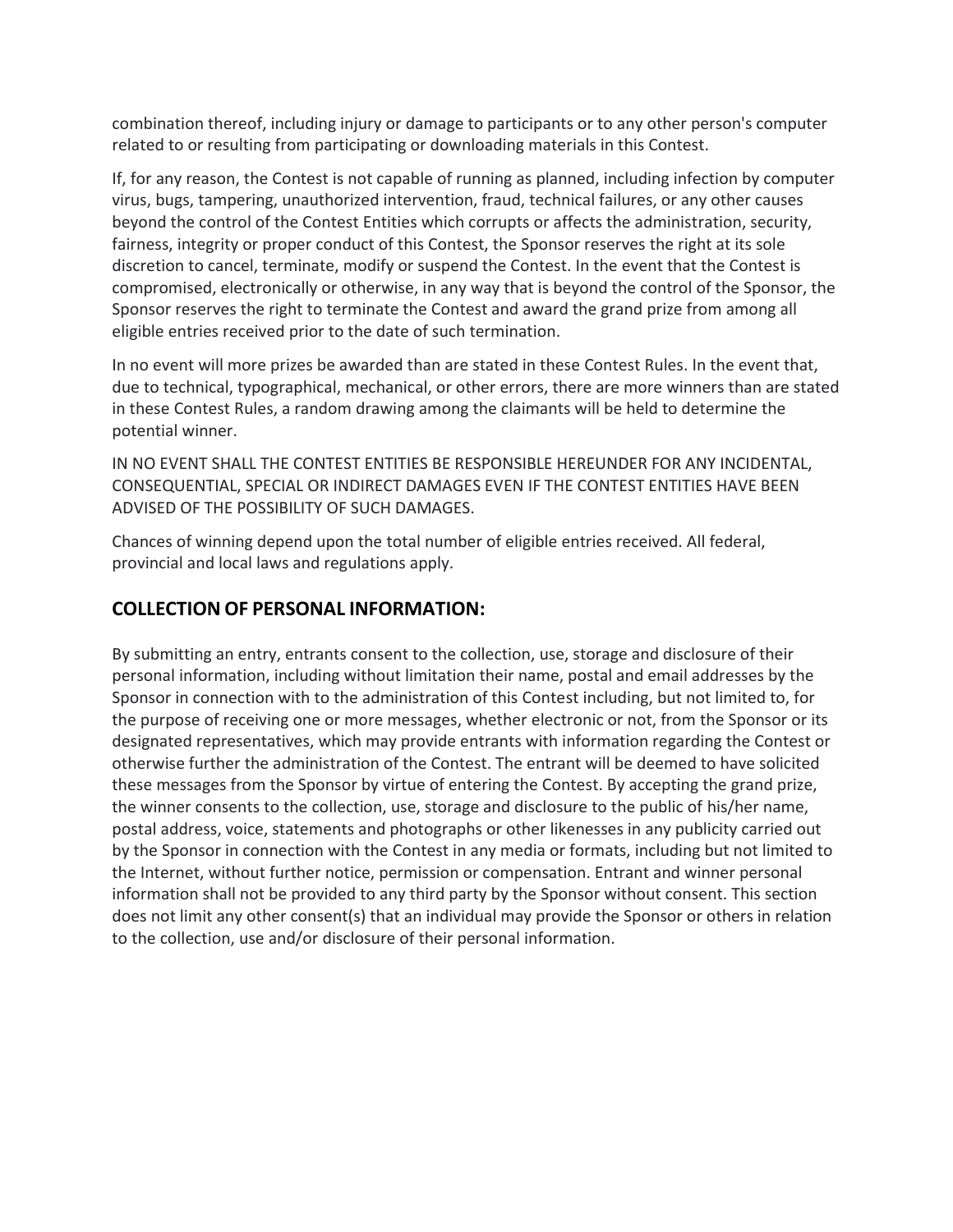combination thereof, including injury or damage to participants or to any other person's computer related to or resulting from participating or downloading materials in this Contest.

If, for any reason, the Contest is not capable of running as planned, including infection by computer virus, bugs, tampering, unauthorized intervention, fraud, technical failures, or any other causes beyond the control of the Contest Entities which corrupts or affects the administration, security, fairness, integrity or proper conduct of this Contest, the Sponsor reserves the right at its sole discretion to cancel, terminate, modify or suspend the Contest. In the event that the Contest is compromised, electronically or otherwise, in any way that is beyond the control of the Sponsor, the Sponsor reserves the right to terminate the Contest and award the grand prize from among all eligible entries received prior to the date of such termination.

In no event will more prizes be awarded than are stated in these Contest Rules. In the event that, due to technical, typographical, mechanical, or other errors, there are more winners than are stated in these Contest Rules, a random drawing among the claimants will be held to determine the potential winner.

IN NO EVENT SHALL THE CONTEST ENTITIES BE RESPONSIBLE HEREUNDER FOR ANY INCIDENTAL, CONSEQUENTIAL, SPECIAL OR INDIRECT DAMAGES EVEN IF THE CONTEST ENTITIES HAVE BEEN ADVISED OF THE POSSIBILITY OF SUCH DAMAGES.

Chances of winning depend upon the total number of eligible entries received. All federal, provincial and local laws and regulations apply.

## COLLECTION OF PERSONAL INFORMATION:

By submitting an entry, entrants consent to the collection, use, storage and disclosure of their personal information, including without limitation their name, postal and email addresses by the Sponsor in connection with to the administration of this Contest including, but not limited to, for the purpose of receiving one or more messages, whether electronic or not, from the Sponsor or its designated representatives, which may provide entrants with information regarding the Contest or otherwise further the administration of the Contest. The entrant will be deemed to have solicited these messages from the Sponsor by virtue of entering the Contest. By accepting the grand prize, the winner consents to the collection, use, storage and disclosure to the public of his/her name, postal address, voice, statements and photographs or other likenesses in any publicity carried out by the Sponsor in connection with the Contest in any media or formats, including but not limited to the Internet, without further notice, permission or compensation. Entrant and winner personal information shall not be provided to any third party by the Sponsor without consent. This section does not limit any other consent(s) that an individual may provide the Sponsor or others in relation to the collection, use and/or disclosure of their personal information.